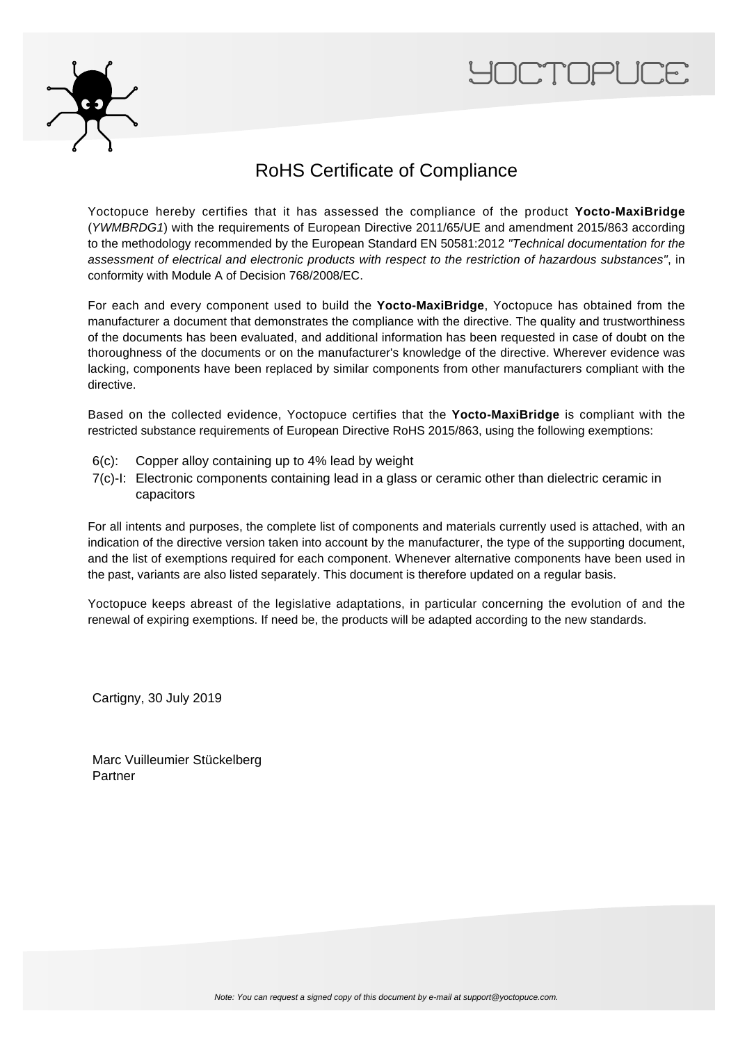# RoHS Certificate of Compliance

Yoctopuce hereby certifies that it has assessed the compliance of the product **Yocto-MaxiBridge** (*YWMBRDG1*) with the requirements of European Directive 2011/65/UE and amendment 2015/863 according to the methodology recommended by the European Standard EN 50581:2012 *"Technical documentation for the assessment of electrical and electronic products with respect to the restriction of hazardous substances"*, in conformity with Module A of Decision 768/2008/EC.

For each and every component used to build the **Yocto-MaxiBridge**, Yoctopuce has obtained from the manufacturer a document that demonstrates the compliance with the directive. The quality and trustworthiness of the documents has been evaluated, and additional information has been requested in case of doubt on the thoroughness of the documents or on the manufacturer's knowledge of the directive. Wherever evidence was lacking, components have been replaced by similar components from other manufacturers compliant with the directive.

Based on the collected evidence, Yoctopuce certifies that the **Yocto-MaxiBridge** is compliant with the restricted substance requirements of European Directive RoHS 2015/863, using the following exemptions:

- 6(c): Copper alloy containing up to 4% lead by weight
- 7(c)-I: Electronic components containing lead in a glass or ceramic other than dielectric ceramic in capacitors

For all intents and purposes, the complete list of components and materials currently used is attached, with an indication of the directive version taken into account by the manufacturer, the type of the supporting document, and the list of exemptions required for each component. Whenever alternative components have been used in the past, variants are also listed separately. This document is therefore updated on a regular basis.

Yoctopuce keeps abreast of the legislative adaptations, in particular concerning the evolution of and the renewal of expiring exemptions. If need be, the products will be adapted according to the new standards.

Cartigny, 30 July 2019

Marc Vuilleumier Stückelberg
Partner

*Note: You can request a signed copy of this document by e-mail at support@yoctopuce.com.*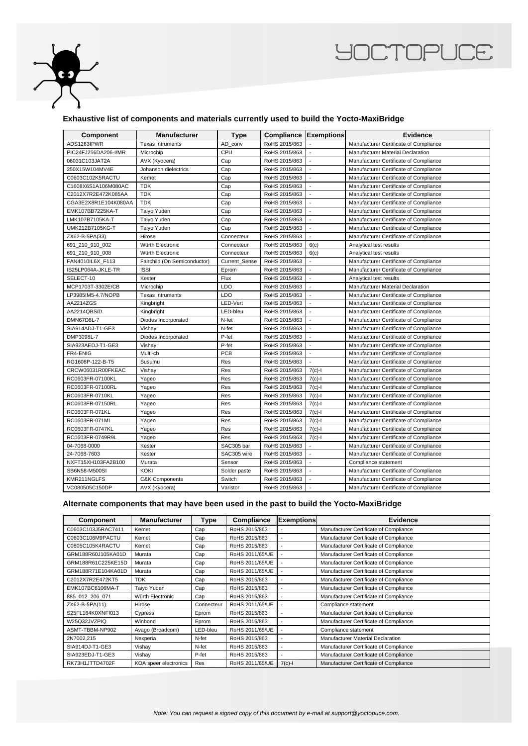### Exhaustive list of components and materials currently used to build the Yocto-MaxiBridge

| Component | Manufacturer | Type | Compliance | Exemptions | Evidence |
|---|---|---|---|---|---|
| ADS1263IPWR | Texas Intruments | AD_conv | RoHS 2015/863 | - | Manufacturer Certificate of Compliance |
| PIC24FJ256DA206-I/MR | Microchip | CPU | RoHS 2015/863 | - | Manufacturer Material Declaration |
| 06031C103JAT2A | AVX (Kyocera) | Cap | RoHS 2015/863 | - | Manufacturer Certificate of Compliance |
| 250X15W104MV4E | Johanson dielectrics | Cap | RoHS 2015/863 | - | Manufacturer Certificate of Compliance |
| C0603C102K5RACTU | Kemet | Cap | RoHS 2015/863 | - | Manufacturer Certificate of Compliance |
| C1608X6S1A106M080AC | TDK | Cap | RoHS 2015/863 | - | Manufacturer Certificate of Compliance |
| C2012X7R2E472K085AA | TDK | Cap | RoHS 2015/863 | - | Manufacturer Certificate of Compliance |
| CGA3E2X8R1E104K080AA | TDK | Cap | RoHS 2015/863 | - | Manufacturer Certificate of Compliance |
| EMK107BB7225KA-T | Taiyo Yuden | Cap | RoHS 2015/863 | - | Manufacturer Certificate of Compliance |
| LMK107B7105KA-T | Taiyo Yuden | Cap | RoHS 2015/863 | - | Manufacturer Certificate of Compliance |
| UMK212B7105KG-T | Taiyo Yuden | Cap | RoHS 2015/863 | - | Manufacturer Certificate of Compliance |
| ZX62-B-5PA(33) | Hirose | Connecteur | RoHS 2015/863 | - | Manufacturer Certificate of Compliance |
| 691_210_910_002 | Würth Electronic | Connecteur | RoHS 2015/863 | 6(c) | Analytical test results |
| 691_210_910_008 | Würth Electronic | Connecteur | RoHS 2015/863 | 6(c) | Analytical test results |
| FAN4010IL6X_F113 | Fairchild (On Semiconductor) | Current_Sense | RoHS 2015/863 | - | Manufacturer Certificate of Compliance |
| IS25LP064A-JKLE-TR | ISSI | Eprom | RoHS 2015/863 | - | Manufacturer Certificate of Compliance |
| SELECT-10 | Kester | Flux | RoHS 2015/863 | - | Analytical test results |
| MCP1703T-3302E/CB | Microchip | LDO | RoHS 2015/863 | - | Manufacturer Material Declaration |
| LP3985IM5-4.7/NOPB | Texas Intruments | LDO | RoHS 2015/863 | - | Manufacturer Certificate of Compliance |
| AA2214ZGS | Kingbright | LED-Vert | RoHS 2015/863 | - | Manufacturer Certificate of Compliance |
| AA2214QBS/D | Kingbright | LED-bleu | RoHS 2015/863 | - | Manufacturer Certificate of Compliance |
| DMN67D8L-7 | Diodes Incorporated | N-fet | RoHS 2015/863 | - | Manufacturer Certificate of Compliance |
| SIA914ADJ-T1-GE3 | Vishay | N-fet | RoHS 2015/863 | - | Manufacturer Certificate of Compliance |
| DMP3098L-7 | Diodes Incorporated | P-fet | RoHS 2015/863 | - | Manufacturer Certificate of Compliance |
| SIA923AEDJ-T1-GE3 | Vishay | P-fet | RoHS 2015/863 | - | Manufacturer Certificate of Compliance |
| FR4-ENIG | Multi-cb | PCB | RoHS 2015/863 | - | Manufacturer Certificate of Compliance |
| RG1608P-122-B-T5 | Susumu | Res | RoHS 2015/863 | - | Manufacturer Certificate of Compliance |
| CRCW06031R00FKEAC | Vishay | Res | RoHS 2015/863 | 7(c)-I | Manufacturer Certificate of Compliance |
| RC0603FR-07100KL | Yageo | Res | RoHS 2015/863 | 7(c)-I | Manufacturer Certificate of Compliance |
| RC0603FR-07100RL | Yageo | Res | RoHS 2015/863 | 7(c)-I | Manufacturer Certificate of Compliance |
| RC0603FR-0710KL | Yageo | Res | RoHS 2015/863 | 7(c)-I | Manufacturer Certificate of Compliance |
| RC0603FR-07150RL | Yageo | Res | RoHS 2015/863 | 7(c)-I | Manufacturer Certificate of Compliance |
| RC0603FR-071KL | Yageo | Res | RoHS 2015/863 | 7(c)-I | Manufacturer Certificate of Compliance |
| RC0603FR-071ML | Yageo | Res | RoHS 2015/863 | 7(c)-I | Manufacturer Certificate of Compliance |
| RC0603FR-0747KL | Yageo | Res | RoHS 2015/863 | 7(c)-I | Manufacturer Certificate of Compliance |
| RC0603FR-0749R9L | Yageo | Res | RoHS 2015/863 | 7(c)-I | Manufacturer Certificate of Compliance |
| 04-7068-0000 | Kester | SAC305 bar | RoHS 2015/863 | - | Manufacturer Certificate of Compliance |
| 24-7068-7603 | Kester | SAC305 wire | RoHS 2015/863 | - | Manufacturer Certificate of Compliance |
| NXFT15XH103FA2B100 | Murata | Sensor | RoHS 2015/863 | - | Compliance statement |
| SB6N58-M500SI | KOKI | Solder paste | RoHS 2015/863 | - | Manufacturer Certificate of Compliance |
| KMR211NGLFS | C&K Components | Switch | RoHS 2015/863 | - | Manufacturer Certificate of Compliance |
| VC080505C150DP | AVX (Kyocera) | Varistor | RoHS 2015/863 | - | Manufacturer Certificate of Compliance |

### Alternate components that may have been used in the past to build the Yocto-MaxiBridge

| Component | Manufacturer | Type | Compliance | Exemptions | Evidence |
|---|---|---|---|---|---|
| C0603C103J5RAC7411 | Kemet | Cap | RoHS 2015/863 | - | Manufacturer Certificate of Compliance |
| C0603C106M9PACTU | Kemet | Cap | RoHS 2015/863 | - | Manufacturer Certificate of Compliance |
| C0805C105K4RACTU | Kemet | Cap | RoHS 2015/863 | - | Manufacturer Certificate of Compliance |
| GRM188R60J105KA01D | Murata | Cap | RoHS 2011/65/UE | - | Manufacturer Certificate of Compliance |
| GRM188R61C225KE15D | Murata | Cap | RoHS 2011/65/UE | - | Manufacturer Certificate of Compliance |
| GRM188R71E104KA01D | Murata | Cap | RoHS 2011/65/UE | - | Manufacturer Certificate of Compliance |
| C2012X7R2E472KT5 | TDK | Cap | RoHS 2015/863 | - | Manufacturer Certificate of Compliance |
| EMK107BC6106MA-T | Taiyo Yuden | Cap | RoHS 2015/863 | - | Manufacturer Certificate of Compliance |
| 885_012_206_071 | Würth Electronic | Cap | RoHS 2015/863 | - | Manufacturer Certificate of Compliance |
| ZX62-B-5PA(11) | Hirose | Connecteur | RoHS 2011/65/UE | - | Compliance statement |
| S25FL164K0XNFI013 | Cypress | Eprom | RoHS 2015/863 | - | Manufacturer Certificate of Compliance |
| W25Q32JVZPIQ | Winbond | Eprom | RoHS 2015/863 | - | Manufacturer Certificate of Compliance |
| ASMT-TBBM-NP902 | Avago (Broadcom) | LED-bleu | RoHS 2011/65/UE | - | Compliance statement |
| 2N7002,215 | Nexperia | N-fet | RoHS 2015/863 | - | Manufacturer Material Declaration |
| SIA914DJ-T1-GE3 | Vishay | N-fet | RoHS 2015/863 | - | Manufacturer Certificate of Compliance |
| SIA923EDJ-T1-GE3 | Vishay | P-fet | RoHS 2015/863 | - | Manufacturer Certificate of Compliance |
| RK73H1JTTD4702F | KOA speer electronics | Res | RoHS 2011/65/UE | 7(c)-I | Manufacturer Certificate of Compliance |

*Note: You can request a signed copy of this document by e-mail at support@yoctopuce.com.*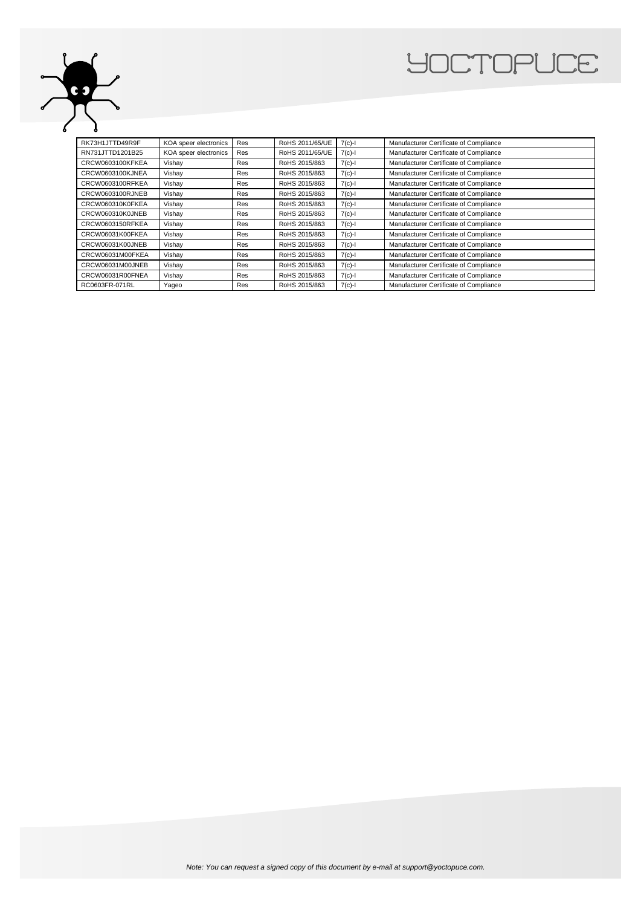| | | | | | |
|---|---|---|---|---|---|
| RK73H1JTTD49R9F | KOA speer electronics | Res | RoHS 2011/65/UE | 7(c)-I | Manufacturer Certificate of Compliance |
| RN731JTTD1201B25 | KOA speer electronics | Res | RoHS 2011/65/UE | 7(c)-I | Manufacturer Certificate of Compliance |
| CRCW0603100KFKEA | Vishay | Res | RoHS 2015/863 | 7(c)-I | Manufacturer Certificate of Compliance |
| CRCW0603100KJNEA | Vishay | Res | RoHS 2015/863 | 7(c)-I | Manufacturer Certificate of Compliance |
| CRCW0603100RFKEA | Vishay | Res | RoHS 2015/863 | 7(c)-I | Manufacturer Certificate of Compliance |
| CRCW0603100RJNEB | Vishay | Res | RoHS 2015/863 | 7(c)-I | Manufacturer Certificate of Compliance |
| CRCW060310K0FKEA | Vishay | Res | RoHS 2015/863 | 7(c)-I | Manufacturer Certificate of Compliance |
| CRCW060310K0JNEB | Vishay | Res | RoHS 2015/863 | 7(c)-I | Manufacturer Certificate of Compliance |
| CRCW0603150RFKEA | Vishay | Res | RoHS 2015/863 | 7(c)-I | Manufacturer Certificate of Compliance |
| CRCW06031K00FKEA | Vishay | Res | RoHS 2015/863 | 7(c)-I | Manufacturer Certificate of Compliance |
| CRCW06031K00JNEB | Vishay | Res | RoHS 2015/863 | 7(c)-I | Manufacturer Certificate of Compliance |
| CRCW06031M00FKEA | Vishay | Res | RoHS 2015/863 | 7(c)-I | Manufacturer Certificate of Compliance |
| CRCW06031M00JNEB | Vishay | Res | RoHS 2015/863 | 7(c)-I | Manufacturer Certificate of Compliance |
| CRCW06031R00FNEA | Vishay | Res | RoHS 2015/863 | 7(c)-I | Manufacturer Certificate of Compliance |
| RC0603FR-071RL | Yageo | Res | RoHS 2015/863 | 7(c)-I | Manufacturer Certificate of Compliance |

*Note: You can request a signed copy of this document by e-mail at support@yoctopuce.com.*